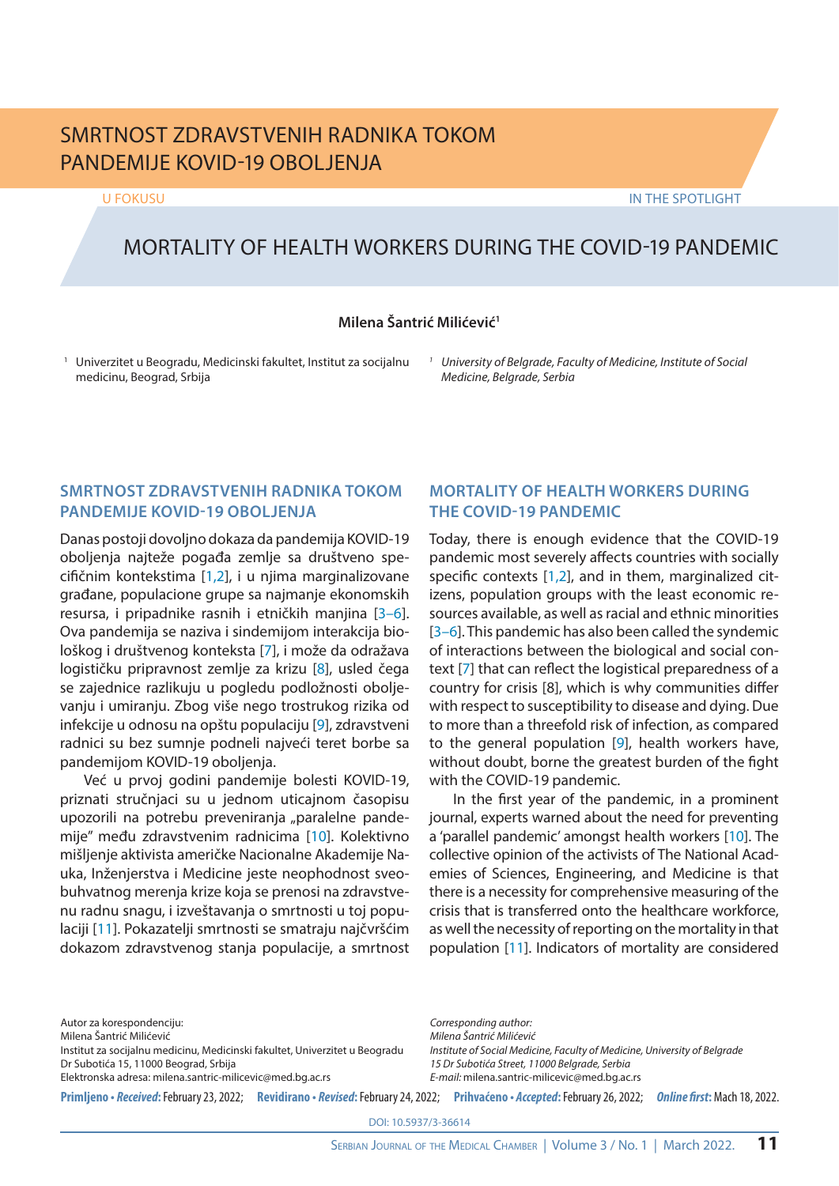# SMRTNOST ZDRAVSTVENIH RADNIKA TOKOM PANDEMIJE KOVID-19 OBOLJENJA

U FOKUSU

IN THE SPOTLIGHT

# MORTALITY OF HEALTH WORKERS DURING THE COVID-19 PANDEMIC

**Milena Šantrić Milićević**[1]

[1] Univerzitet u Beogradu, Medicinski fakultet, Institut za socijalnu medicinu, Beograd, Srbija

[1] *University of Belgrade, Faculty of Medicine, Institute of Social Medicine, Belgrade, Serbia*

## SMRTNOST ZDRAVSTVENIH RADNIKA TOKOM PANDEMIJE KOVID-19 OBOLJENJA

Danas postoji dovoljno dokaza da pandemija KOVID-19 oboljenja najteže pogađa zemlje sa društveno specifičnim kontekstima [1,2], i u njima marginalizovane građane, populacione grupe sa najmanje ekonomskih resursa, i pripadnike rasnih i etničkih manjina [3–6]. Ova pandemija se naziva i sindemijom interakcija biološkog i društvenog konteksta [7], i može da odražava logističku pripravnost zemlje za krizu [8], usled čega se zajednice razlikuju u pogledu podložnosti obolјevanju i umiranju. Zbog više nego trostrukog rizika od infekcije u odnosu na opštu populaciju [9], zdravstveni radnici su bez sumnje podneli najveći teret borbe sa pandemijom KOVID-19 oboljenja.

Već u prvoj godini pandemije bolesti KOVID-19, priznati stručnjaci su u jednom uticajnom časopisu upozorili na potrebu preveniranja „paralelne pandemije" među zdravstvenim radnicima [10]. Kolektivno mišljenje aktivista američke Nacionalne Akademije Nauka, Inženjerstva i Medicine jeste neophodnost sveobuhvatnog merenja krize koja se prenosi na zdravstvenu radnu snagu, i izveštavanja o smrtnosti u toj populaciji [11]. Pokazatelji smrtnosti se smatraju najčvršćim dokazom zdravstvenog stanja populacije, a smrtnost

## MORTALITY OF HEALTH WORKERS DURING THE COVID-19 PANDEMIC

Today, there is enough evidence that the COVID-19 pandemic most severely affects countries with socially specific contexts [1,2], and in them, marginalized citizens, population groups with the least economic resources available, as well as racial and ethnic minorities [3–6]. This pandemic has also been called the syndemic of interactions between the biological and social context [7] that can reflect the logistical preparedness of a country for crisis [8], which is why communities differ with respect to susceptibility to disease and dying. Due to more than a threefold risk of infection, as compared to the general population [9], health workers have, without doubt, borne the greatest burden of the fight with the COVID-19 pandemic.

In the first year of the pandemic, in a prominent journal, experts warned about the need for preventing a 'parallel pandemic' amongst health workers [10]. The collective opinion of the activists of The National Academies of Sciences, Engineering, and Medicine is that there is a necessity for comprehensive measuring of the crisis that is transferred onto the healthcare workforce, as well the necessity of reporting on the mortality in that population [11]. Indicators of mortality are considered

Autor za korespondenciju:
Milena Šantrić Milićević
Institut za socijalnu medicinu, Medicinski fakultet, Univerzitet u Beogradu
Dr Subotića 15, 11000 Beograd, Srbija
Elektronska adresa: milena.santric-milicevic@med.bg.ac.rs

*Corresponding author:*
*Milena Šantrić Milićević*
*Institute of Social Medicine, Faculty of Medicine, University of Belgrade*
*15 Dr Subotića Street, 11000 Belgrade, Serbia*
*E-mail:* milena.santric-milicevic@med.bg.ac.rs

**Primljeno • *Received*:** February 23, 2022; **Revidirano • *Revised*:** February 24, 2022; **Prihvaćeno • *Accepted*:** February 26, 2022; ***Online first*:** March 18, 2022.

DOI: 10.5937/3-36614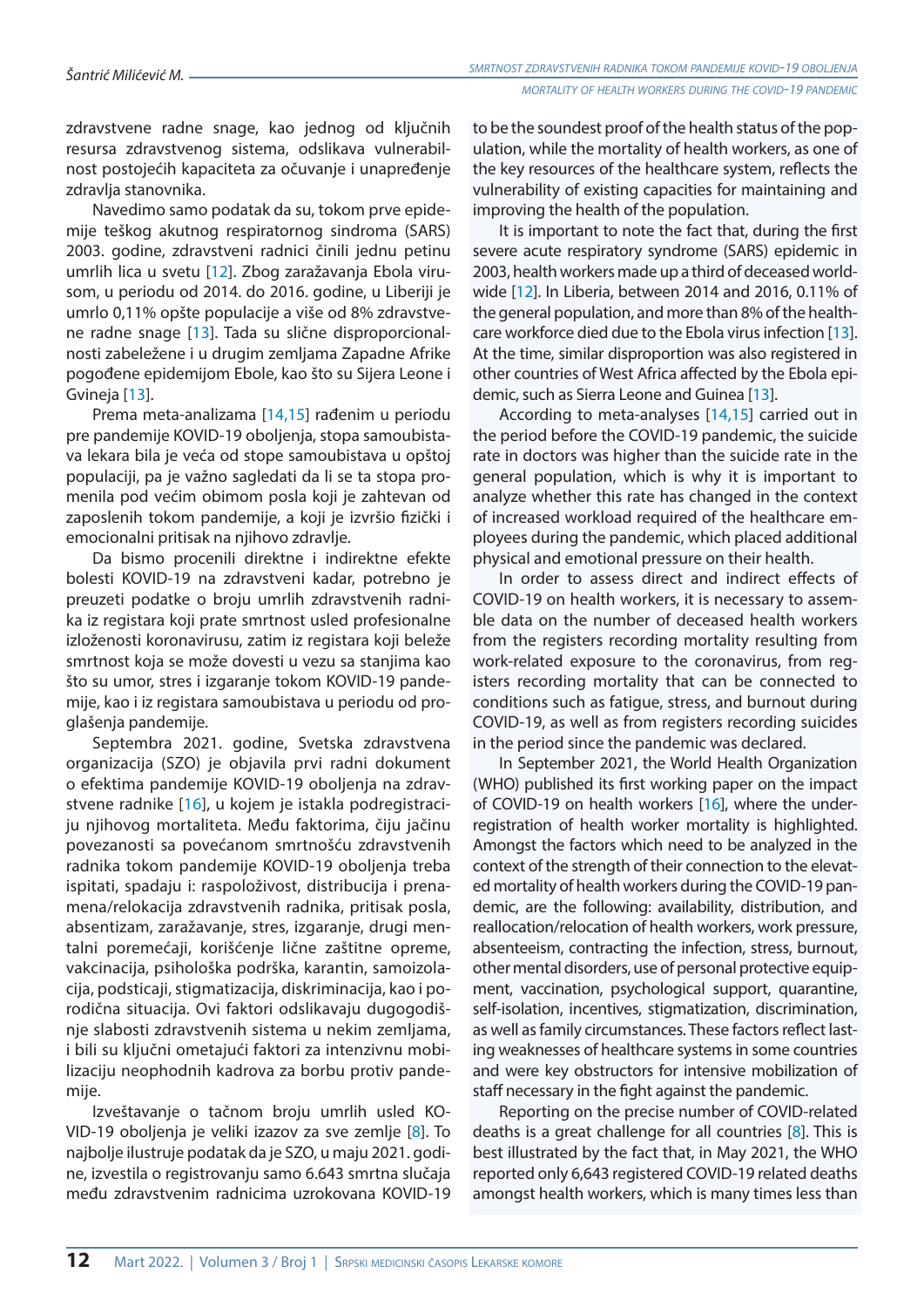zdravstvene radne snage, kao jednog od ključnih resursa zdravstvenog sistema, odslikava vulnerabilnost postojećih kapaciteta za očuvanje i unapređenje zdravlja stanovnika.

Navedimo samo podatak da su, tokom prve epidemije teškog akutnog respiratornog sindroma (SARS) 2003. godine, zdravstveni radnici činili jednu petinu umrlih lica u svetu [12]. Zbog zaražavanja Ebola virusom, u periodu od 2014. do 2016. godine, u Liberiji je umrlo 0,11% opšte populacije a više od 8% zdravstvene radne snage [13]. Tada su slične disproporcionalnosti zabeležene i u drugim zemljama Zapadne Afrike pogođene epidemijom Ebole, kao što su Sijera Leone i Gvineja [13].

Prema meta-analizama [14,15] rađenim u periodu pre pandemije KOVID-19 oboljenja, stopa samoubistava lekara bila je veća od stope samoubistava u opštoj populaciji, pa je važno sagledati da li se ta stopa promenila pod većim obimom posla koji je zahtevan od zaposlenih tokom pandemije, a koji je izvršio fizički i emocionalni pritisak na njihovo zdravlje.

Da bismo procenili direktne i indirektne efekte bolesti KOVID-19 na zdravstveni kadar, potrebno je preuzeti podatke o broju umrlih zdravstvenih radnika iz registara koji prate smrtnost usled profesionalne izloženosti koronavirusu, zatim iz registara koji beleže smrtnost koja se može dovesti u vezu sa stanjima kao što su umor, stres i izgaranje tokom KOVID-19 pandemije, kao i iz registara samoubistava u periodu od proglašenja pandemije.

Septembra 2021. godine, Svetska zdravstvena organizacija (SZO) je objavila prvi radni dokument o efektima pandemije KOVID-19 oboljenja na zdravstvene radnike [16], u kojem je istakla podregistraciju njihovog mortaliteta. Među faktorima, čiju jačinu povezanosti sa povećanom smrtnošću zdravstvenih radnika tokom pandemije KOVID-19 oboljenja treba ispitati, spadaju i: raspoloživost, distribucija i prenamena/relokacija zdravstvenih radnika, pritisak posla, absentizam, zaražavanje, stres, izgaranje, drugi mentalni poremećaji, korišćenje lične zaštitne opreme, vakcinacija, psihološka podrška, karantin, samoizolacija, podsticaji, stigmatizacija, diskriminacija, kao i porodična situacija. Ovi faktori odslikavaju dugogodišnje slabosti zdravstvenih sistema u nekim zemljama, i bili su ključni ometajući faktori za intenzivnu mobilizaciju neophodnih kadrova za borbu protiv pandemije.

Izveštavanje o tačnom broju umrlih usled KOVID-19 oboljenja je veliki izazov za sve zemlje [8]. To najbolje ilustruje podatak da je SZO, u maju 2021. godine, izvestila o registrovanju samo 6.643 smrtna slučaja među zdravstvenim radnicima uzrokovana KOVID-19

to be the soundest proof of the health status of the population, while the mortality of health workers, as one of the key resources of the healthcare system, reflects the vulnerability of existing capacities for maintaining and improving the health of the population.

It is important to note the fact that, during the first severe acute respiratory syndrome (SARS) epidemic in 2003, health workers made up a third of deceased worldwide [12]. In Liberia, between 2014 and 2016, 0.11% of the general population, and more than 8% of the healthcare workforce died due to the Ebola virus infection [13]. At the time, similar disproportion was also registered in other countries of West Africa affected by the Ebola epidemic, such as Sierra Leone and Guinea [13].

According to meta-analyses [14,15] carried out in the period before the COVID-19 pandemic, the suicide rate in doctors was higher than the suicide rate in the general population, which is why it is important to analyze whether this rate has changed in the context of increased workload required of the healthcare employees during the pandemic, which placed additional physical and emotional pressure on their health.

In order to assess direct and indirect effects of COVID-19 on health workers, it is necessary to assemble data on the number of deceased health workers from the registers recording mortality resulting from work-related exposure to the coronavirus, from registers recording mortality that can be connected to conditions such as fatigue, stress, and burnout during COVID-19, as well as from registers recording suicides in the period since the pandemic was declared.

In September 2021, the World Health Organization (WHO) published its first working paper on the impact of COVID-19 on health workers [16], where the underregistration of health worker mortality is highlighted. Amongst the factors which need to be analyzed in the context of the strength of their connection to the elevated mortality of health workers during the COVID-19 pandemic, are the following: availability, distribution, and reallocation/relocation of health workers, work pressure, absenteeism, contracting the infection, stress, burnout, other mental disorders, use of personal protective equipment, vaccination, psychological support, quarantine, self-isolation, incentives, stigmatization, discrimination, as well as family circumstances. These factors reflect lasting weaknesses of healthcare systems in some countries and were key obstructors for intensive mobilization of staff necessary in the fight against the pandemic.

Reporting on the precise number of COVID-related deaths is a great challenge for all countries [8]. This is best illustrated by the fact that, in May 2021, the WHO reported only 6,643 registered COVID-19 related deaths amongst health workers, which is many times less than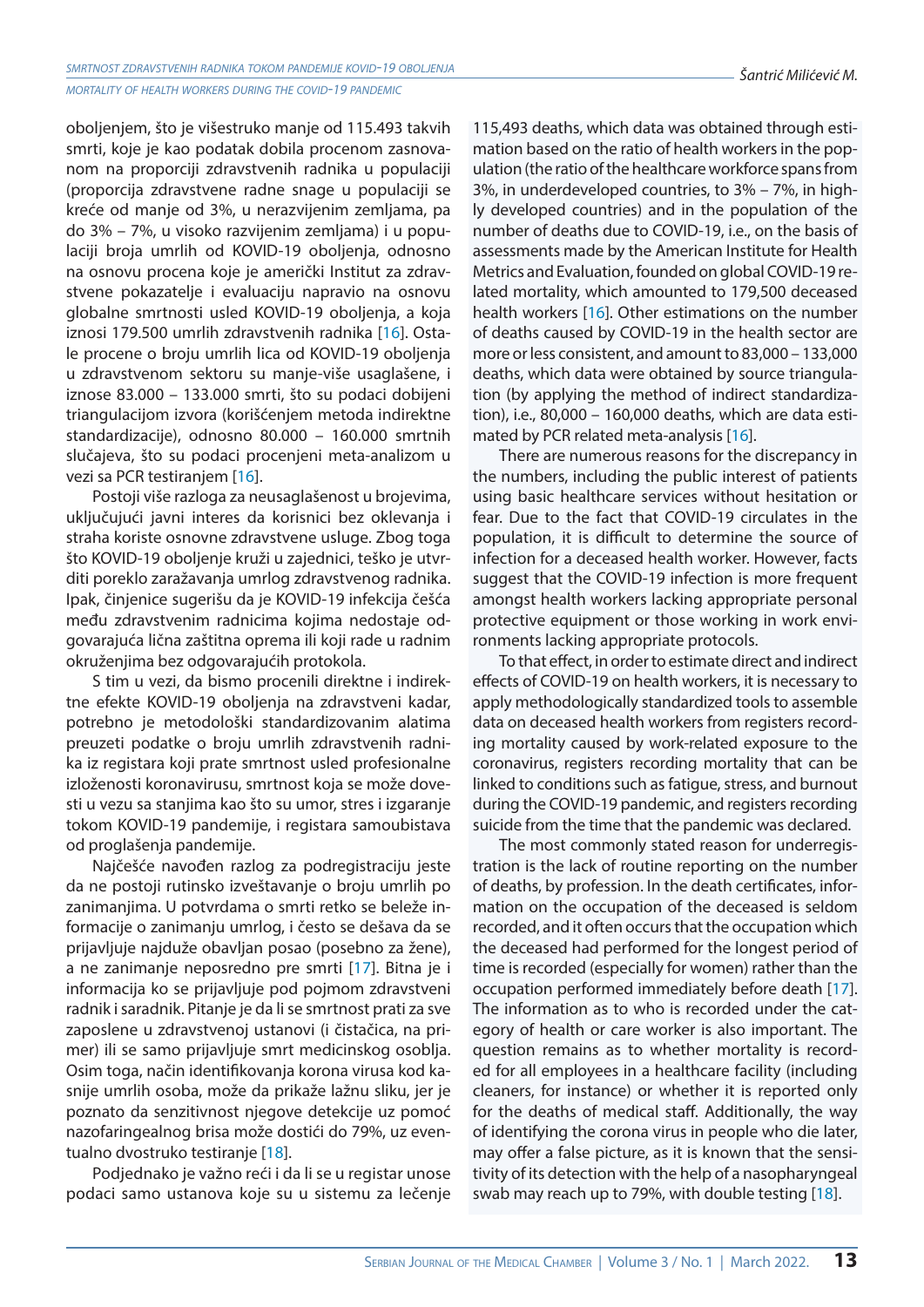oboljenjem, što je višestruko manje od 115.493 takvih smrti, koje je kao podatak dobila procenom zasnovanom na proporciji zdravstvenih radnika u populaciji (proporcija zdravstvene radne snage u populaciji se kreće od manje od 3%, u nerazvijenim zemljama, pa do 3% – 7%, u visoko razvijenim zemljama) i u populaciji broja umrlih od KOVID-19 oboljenja, odnosno na osnovu procena koje je američki Institut za zdravstvene pokazatelje i evaluaciju napravio na osnovu globalne smrtnosti usled KOVID-19 oboljenja, a koja iznosi 179.500 umrlih zdravstvenih radnika [16]. Ostale procene o broju umrlih lica od KOVID-19 oboljenja u zdravstvenom sektoru su manje-više usaglašene, i iznose 83.000 – 133.000 smrti, što su podaci dobijeni triangulacijom izvora (korišćenjem metoda indirektne standardizacije), odnosno 80.000 – 160.000 smrtnih slučajeva, što su podaci procenjeni meta-analizom u vezi sa PCR testiranjem [16].

Postoji više razloga za neusaglašenost u brojevima, uključujući javni interes da korisnici bez oklevanja i straha koriste osnovne zdravstvene usluge. Zbog toga što KOVID-19 oboljenje kruži u zajednici, teško je utvrditi poreklo zaražavanja umrlog zdravstvenog radnika. Ipak, činjenice sugerišu da je KOVID-19 infekcija češća među zdravstvenim radnicima kojima nedostaje odgovarajuća lična zaštitna oprema ili koji rade u radnim okruženjima bez odgovarajućih protokola.

S tim u vezi, da bismo procenili direktne i indirektne efekte KOVID-19 oboljenja na zdravstveni kadar, potrebno je metodološki standardizovanim alatima preuzeti podatke o broju umrlih zdravstvenih radnika iz registara koji prate smrtnost usled profesionalne izloženosti koronavirusu, smrtnost koja se može dovesti u vezu sa stanjima kao što su umor, stres i izgaranje tokom KOVID-19 pandemije, i registara samoubistava od proglašenja pandemije.

Najčešće navođen razlog za podregistraciju jeste da ne postoji rutinsko izveštavanje o broju umrlih po zanimanjima. U potvrdama o smrti retko se beleže informacije o zanimanju umrlog, i često se dešava da se prijavljuje najduže obavljan posao (posebno za žene), a ne zanimanje neposredno pre smrti [17]. Bitna je i informacija ko se prijavljuje pod pojmom zdravstveni radnik i saradnik. Pitanje je da li se smrtnost prati za sve zaposlene u zdravstvenoj ustanovi (i čistačica, na primer) ili se samo prijavljuje smrt medicinskog osoblja. Osim toga, način identifikovanja korona virusa kod kasnije umrlih osoba, može da prikaže lažnu sliku, jer je poznato da senzitivnost njegove detekcije uz pomoć nazofaringealnog brisa može dostići do 79%, uz eventualno dvostruko testiranje [18].

Podjednako je važno reći i da li se u registar unose podaci samo ustanova koje su u sistemu za lečenje

115,493 deaths, which data was obtained through estimation based on the ratio of health workers in the population (the ratio of the healthcare workforce spans from 3%, in underdeveloped countries, to 3% – 7%, in highly developed countries) and in the population of the number of deaths due to COVID-19, i.e., on the basis of assessments made by the American Institute for Health Metrics and Evaluation, founded on global COVID-19 related mortality, which amounted to 179,500 deceased health workers [16]. Other estimations on the number of deaths caused by COVID-19 in the health sector are more or less consistent, and amount to 83,000 – 133,000 deaths, which data were obtained by source triangulation (by applying the method of indirect standardization), i.e., 80,000 – 160,000 deaths, which are data estimated by PCR related meta-analysis [16].

There are numerous reasons for the discrepancy in the numbers, including the public interest of patients using basic healthcare services without hesitation or fear. Due to the fact that COVID-19 circulates in the population, it is difficult to determine the source of infection for a deceased health worker. However, facts suggest that the COVID-19 infection is more frequent amongst health workers lacking appropriate personal protective equipment or those working in work environments lacking appropriate protocols.

To that effect, in order to estimate direct and indirect effects of COVID-19 on health workers, it is necessary to apply methodologically standardized tools to assemble data on deceased health workers from registers recording mortality caused by work-related exposure to the coronavirus, registers recording mortality that can be linked to conditions such as fatigue, stress, and burnout during the COVID-19 pandemic, and registers recording suicide from the time that the pandemic was declared.

The most commonly stated reason for underregistration is the lack of routine reporting on the number of deaths, by profession. In the death certificates, information on the occupation of the deceased is seldom recorded, and it often occurs that the occupation which the deceased had performed for the longest period of time is recorded (especially for women) rather than the occupation performed immediately before death [17]. The information as to who is recorded under the category of health or care worker is also important. The question remains as to whether mortality is recorded for all employees in a healthcare facility (including cleaners, for instance) or whether it is reported only for the deaths of medical staff. Additionally, the way of identifying the corona virus in people who die later, may offer a false picture, as it is known that the sensitivity of its detection with the help of a nasopharyngeal swab may reach up to 79%, with double testing [18].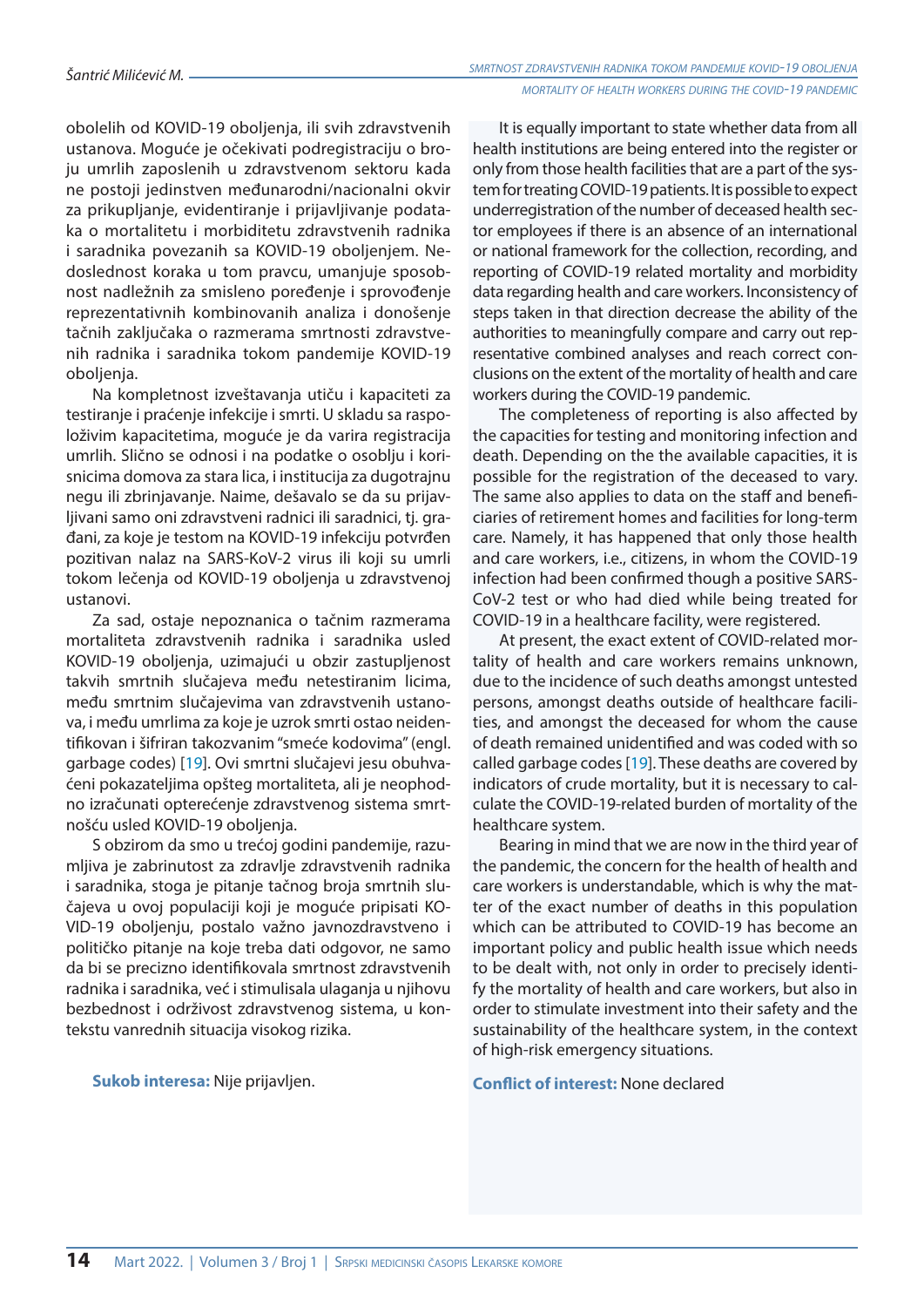obolelih od KOVID-19 oboljenja, ili svih zdravstvenih ustanova. Moguće je očekivati podregistraciju o broju umrlih zaposlenih u zdravstvenom sektoru kada ne postoji jedinstven međunarodni/nacionalni okvir za prikupljanje, evidentiranje i prijavljivanje podataka o mortalitetu i morbiditetu zdravstvenih radnika i saradnika povezanih sa KOVID-19 oboljenjem. Nedoslednost koraka u tom pravcu, umanjuje sposobnost nadležnih za smisleno poređenje i sprovođenje reprezentativnih kombinovanih analiza i donošenje tačnih zaključaka o razmerama smrtnosti zdravstvenih radnika i saradnika tokom pandemije KOVID-19 oboljenja.

Na kompletnost izveštavanja utiču i kapaciteti za testiranje i praćenje infekcije i smrti. U skladu sa raspoloživim kapacitetima, moguće je da varira registracija umrlih. Slično se odnosi i na podatke o osoblju i korisnicima domova za stara lica, i institucija za dugotrajnu negu ili zbrinjavanje. Naime, dešavalo se da su prijavljivani samo oni zdravstveni radnici ili saradnici, tj. građani, za koje je testom na KOVID-19 infekciju potvrđen pozitivan nalaz na SARS-KoV-2 virus ili koji su umrli tokom lečenja od KOVID-19 oboljenja u zdravstvenoj ustanovi.

Za sad, ostaje nepoznanica o tačnim razmerama mortaliteta zdravstvenih radnika i saradnika usled KOVID-19 oboljenja, uzimajući u obzir zastupljenost takvih smrtnih slučajeva među netestiranim licima, među smrtnim slučajevima van zdravstvenih ustanova, i među umrlima za koje je uzrok smrti ostao neidentifikovan i šifriran takozvanim "smeće kodovima" (engl. garbage codes) [19]. Ovi smrtni slučajevi jesu obuhvaćeni pokazateljima opšteg mortaliteta, ali je neophodno izračunati opterećenje zdravstvenog sistema smrtnošću usled KOVID-19 oboljenja.

S obzirom da smo u trećoj godini pandemije, razumljiva je zabrinutost za zdravlje zdravstvenih radnika i saradnika, stoga je pitanje tačnog broja smrtnih slučajeva u ovoj populaciji koji je moguće pripisati KOVID-19 oboljenju, postalo važno javnozdravstveno i političko pitanje na koje treba dati odgovor, ne samo da bi se precizno identifikovala smrtnost zdravstvenih radnika i saradnika, već i stimulisala ulaganja u njihovu bezbednost i održivost zdravstvenog sistema, u kontekstu vanrednih situacija visokog rizika.

**Sukob interesa:** Nije prijavljen.

It is equally important to state whether data from all health institutions are being entered into the register or only from those health facilities that are a part of the system for treating COVID-19 patients. It is possible to expect underregistration of the number of deceased health sector employees if there is an absence of an international or national framework for the collection, recording, and reporting of COVID-19 related mortality and morbidity data regarding health and care workers. Inconsistency of steps taken in that direction decrease the ability of the authorities to meaningfully compare and carry out representative combined analyses and reach correct conclusions on the extent of the mortality of health and care workers during the COVID-19 pandemic.

The completeness of reporting is also affected by the capacities for testing and monitoring infection and death. Depending on the the available capacities, it is possible for the registration of the deceased to vary. The same also applies to data on the staff and beneficiaries of retirement homes and facilities for long-term care. Namely, it has happened that only those health and care workers, i.e., citizens, in whom the COVID-19 infection had been confirmed though a positive SARS-CoV-2 test or who had died while being treated for COVID-19 in a healthcare facility, were registered.

At present, the exact extent of COVID-related mortality of health and care workers remains unknown, due to the incidence of such deaths amongst untested persons, amongst deaths outside of healthcare facilities, and amongst the deceased for whom the cause of death remained unidentified and was coded with so called garbage codes [19]. These deaths are covered by indicators of crude mortality, but it is necessary to calculate the COVID-19-related burden of mortality of the healthcare system.

Bearing in mind that we are now in the third year of the pandemic, the concern for the health of health and care workers is understandable, which is why the matter of the exact number of deaths in this population which can be attributed to COVID-19 has become an important policy and public health issue which needs to be dealt with, not only in order to precisely identify the mortality of health and care workers, but also in order to stimulate investment into their safety and the sustainability of the healthcare system, in the context of high-risk emergency situations.

**Conflict of interest:** None declared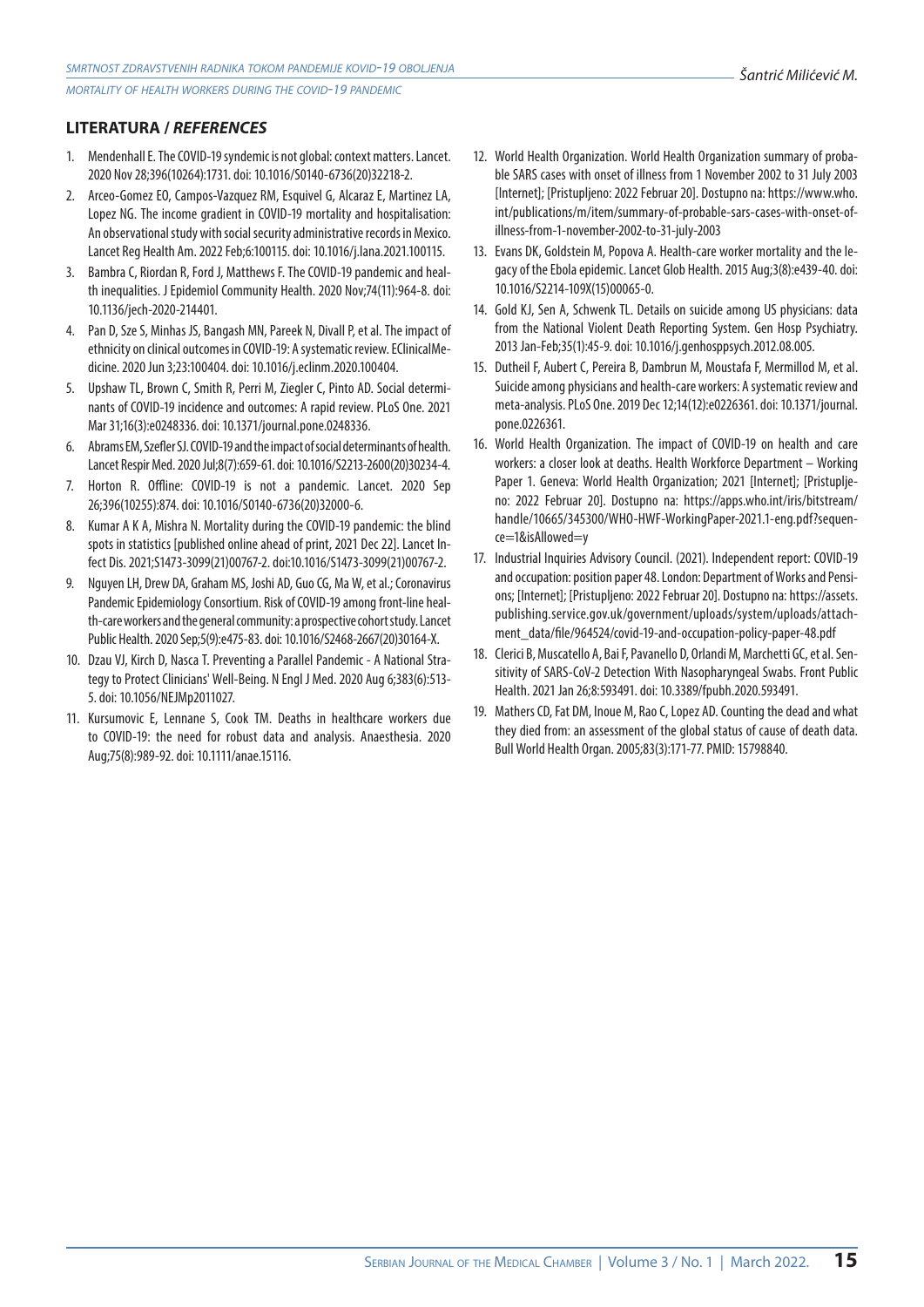## LITERATURA / *REFERENCES*

1. Mendenhall E. The COVID-19 syndemic is not global: context matters. Lancet. 2020 Nov 28;396(10264):1731. doi: 10.1016/S0140-6736(20)32218-2.
2. Arceo-Gomez EO, Campos-Vazquez RM, Esquivel G, Alcaraz E, Martinez LA, Lopez NG. The income gradient in COVID-19 mortality and hospitalisation: An observational study with social security administrative records in Mexico. Lancet Reg Health Am. 2022 Feb;6:100115. doi: 10.1016/j.lana.2021.100115.
3. Bambra C, Riordan R, Ford J, Matthews F. The COVID-19 pandemic and health inequalities. J Epidemiol Community Health. 2020 Nov;74(11):964-8. doi: 10.1136/jech-2020-214401.
4. Pan D, Sze S, Minhas JS, Bangash MN, Pareek N, Divall P, et al. The impact of ethnicity on clinical outcomes in COVID-19: A systematic review. EClinicalMedicine. 2020 Jun 3;23:100404. doi: 10.1016/j.eclinm.2020.100404.
5. Upshaw TL, Brown C, Smith R, Perri M, Ziegler C, Pinto AD. Social determinants of COVID-19 incidence and outcomes: A rapid review. PLoS One. 2021 Mar 31;16(3):e0248336. doi: 10.1371/journal.pone.0248336.
6. Abrams EM, Szefler SJ. COVID-19 and the impact of social determinants of health. Lancet Respir Med. 2020 Jul;8(7):659-61. doi: 10.1016/S2213-2600(20)30234-4.
7. Horton R. Offline: COVID-19 is not a pandemic. Lancet. 2020 Sep 26;396(10255):874. doi: 10.1016/S0140-6736(20)32000-6.
8. Kumar A K A, Mishra N. Mortality during the COVID-19 pandemic: the blind spots in statistics [published online ahead of print, 2021 Dec 22]. Lancet Infect Dis. 2021;S1473-3099(21)00767-2. doi:10.1016/S1473-3099(21)00767-2.
9. Nguyen LH, Drew DA, Graham MS, Joshi AD, Guo CG, Ma W, et al.; Coronavirus Pandemic Epidemiology Consortium. Risk of COVID-19 among front-line health-care workers and the general community: a prospective cohort study. Lancet Public Health. 2020 Sep;5(9):e475-83. doi: 10.1016/S2468-2667(20)30164-X.
10. Dzau VJ, Kirch D, Nasca T. Preventing a Parallel Pandemic - A National Strategy to Protect Clinicians' Well-Being. N Engl J Med. 2020 Aug 6;383(6):513-5. doi: 10.1056/NEJMp2011027.
11. Kursumovic E, Lennane S, Cook TM. Deaths in healthcare workers due to COVID-19: the need for robust data and analysis. Anaesthesia. 2020 Aug;75(8):989-92. doi: 10.1111/anae.15116.
12. World Health Organization. World Health Organization summary of probable SARS cases with onset of illness from 1 November 2002 to 31 July 2003 [Internet]; [Pristupljeno: 2022 Februar 20]. Dostupno na: https://www.who.int/publications/m/item/summary-of-probable-sars-cases-with-onset-of-illness-from-1-november-2002-to-31-july-2003
13. Evans DK, Goldstein M, Popova A. Health-care worker mortality and the legacy of the Ebola epidemic. Lancet Glob Health. 2015 Aug;3(8):e439-40. doi: 10.1016/S2214-109X(15)00065-0.
14. Gold KJ, Sen A, Schwenk TL. Details on suicide among US physicians: data from the National Violent Death Reporting System. Gen Hosp Psychiatry. 2013 Jan-Feb;35(1):45-9. doi: 10.1016/j.genhosppsych.2012.08.005.
15. Dutheil F, Aubert C, Pereira B, Dambrun M, Moustafa F, Mermillod M, et al. Suicide among physicians and health-care workers: A systematic review and meta-analysis. PLoS One. 2019 Dec 12;14(12):e0226361. doi: 10.1371/journal.pone.0226361.
16. World Health Organization. The impact of COVID-19 on health and care workers: a closer look at deaths. Health Workforce Department – Working Paper 1. Geneva: World Health Organization; 2021 [Internet]; [Pristupljeno: 2022 Februar 20]. Dostupno na: https://apps.who.int/iris/bitstream/handle/10665/345300/WHO-HWF-WorkingPaper-2021.1-eng.pdf?sequence=1&isAllowed=y
17. Industrial Inquiries Advisory Council. (2021). Independent report: COVID-19 and occupation: position paper 48. London: Department of Works and Pensions; [Internet]; [Pristupljeno: 2022 Februar 20]. Dostupno na: https://assets.publishing.service.gov.uk/government/uploads/system/uploads/attachment_data/file/964524/covid-19-and-occupation-policy-paper-48.pdf
18. Clerici B, Muscatello A, Bai F, Pavanello D, Orlandi M, Marchetti GC, et al. Sensitivity of SARS-CoV-2 Detection With Nasopharyngeal Swabs. Front Public Health. 2021 Jan 26;8:593491. doi: 10.3389/fpubh.2020.593491.
19. Mathers CD, Fat DM, Inoue M, Rao C, Lopez AD. Counting the dead and what they died from: an assessment of the global status of cause of death data. Bull World Health Organ. 2005;83(3):171-77. PMID: 15798840.